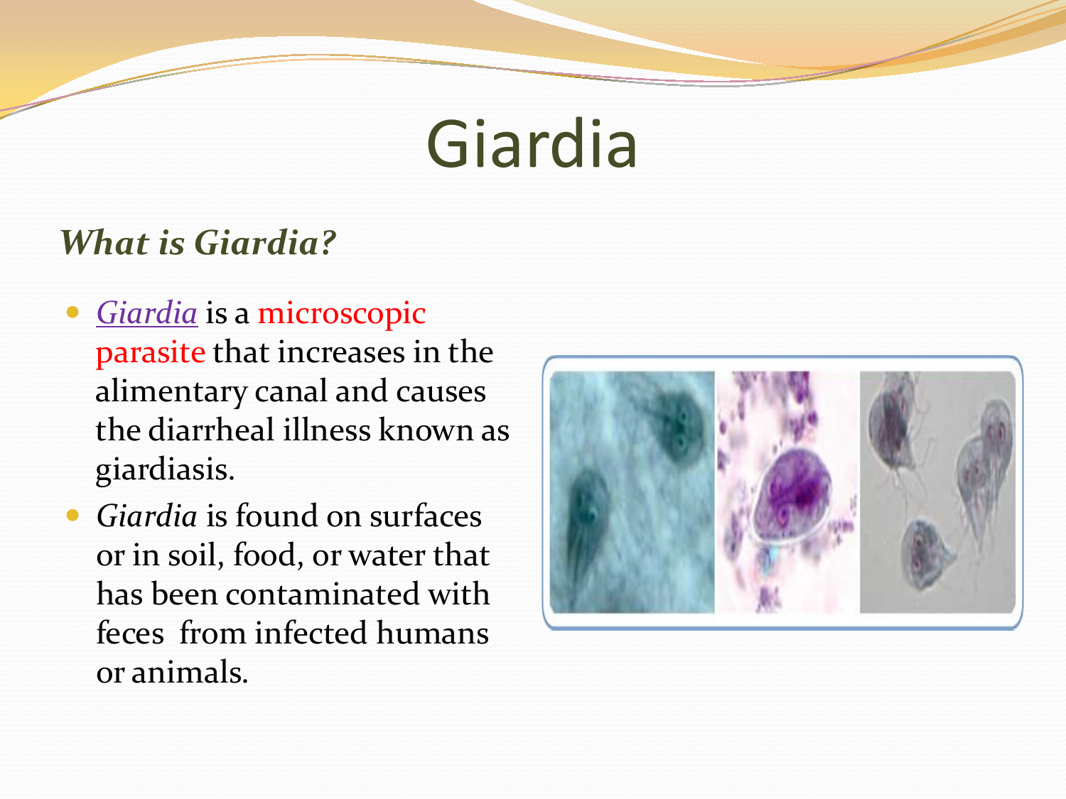# Giardia

### *What is Giardia?*

- *Giardia* is a microscopic parasite that increases in the alimentary canal and causes the diarrheal illness known as giardiasis.
- *Giardia* is found on surfaces or in soil, food, or water that has been contaminated with feces from infected humans or animals.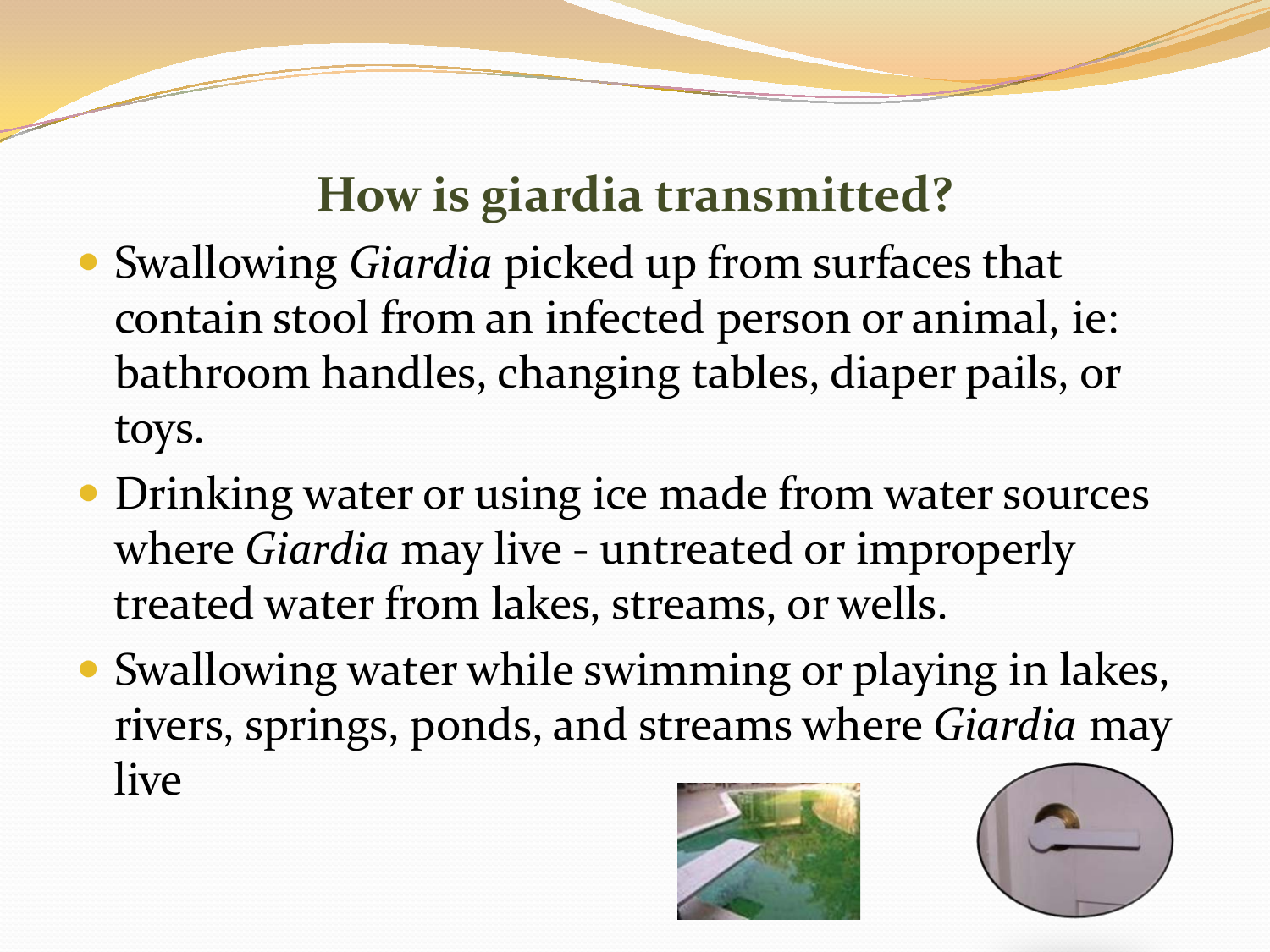## How is giardia transmitted?

- Swallowing *Giardia* picked up from surfaces that contain stool from an infected person or animal, ie: bathroom handles, changing tables, diaper pails, or toys.
- Drinking water or using ice made from water sources where *Giardia* may live - untreated or improperly treated water from lakes, streams, or wells.
- Swallowing water while swimming or playing in lakes, rivers, springs, ponds, and streams where *Giardia* may live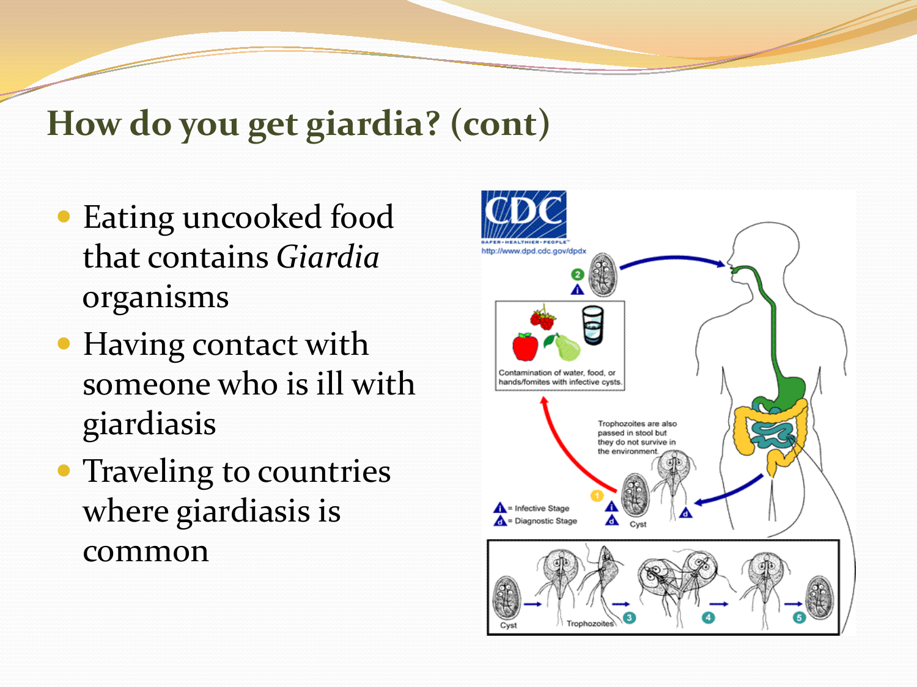## How do you get giardia? (cont)

- Eating uncooked food that contains *Giardia* organisms
- Having contact with someone who is ill with giardiasis
- Traveling to countries where giardiasis is common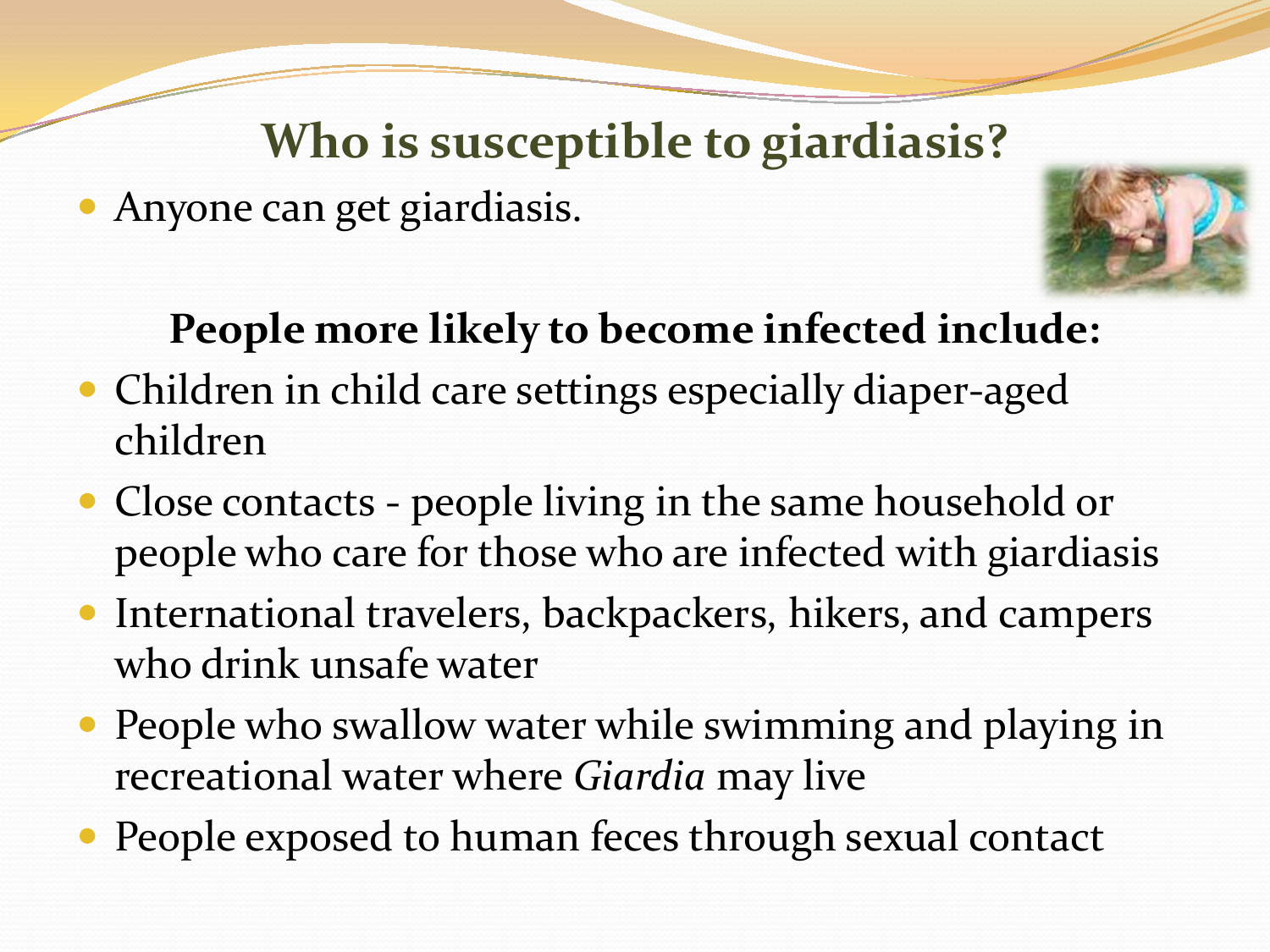## Who is susceptible to giardiasis?

- Anyone can get giardiasis.

**People more likely to become infected include:**

- Children in child care settings especially diaper-aged children
- Close contacts - people living in the same household or people who care for those who are infected with giardiasis
- International travelers, backpackers, hikers, and campers who drink unsafe water
- People who swallow water while swimming and playing in recreational water where *Giardia* may live
- People exposed to human feces through sexual contact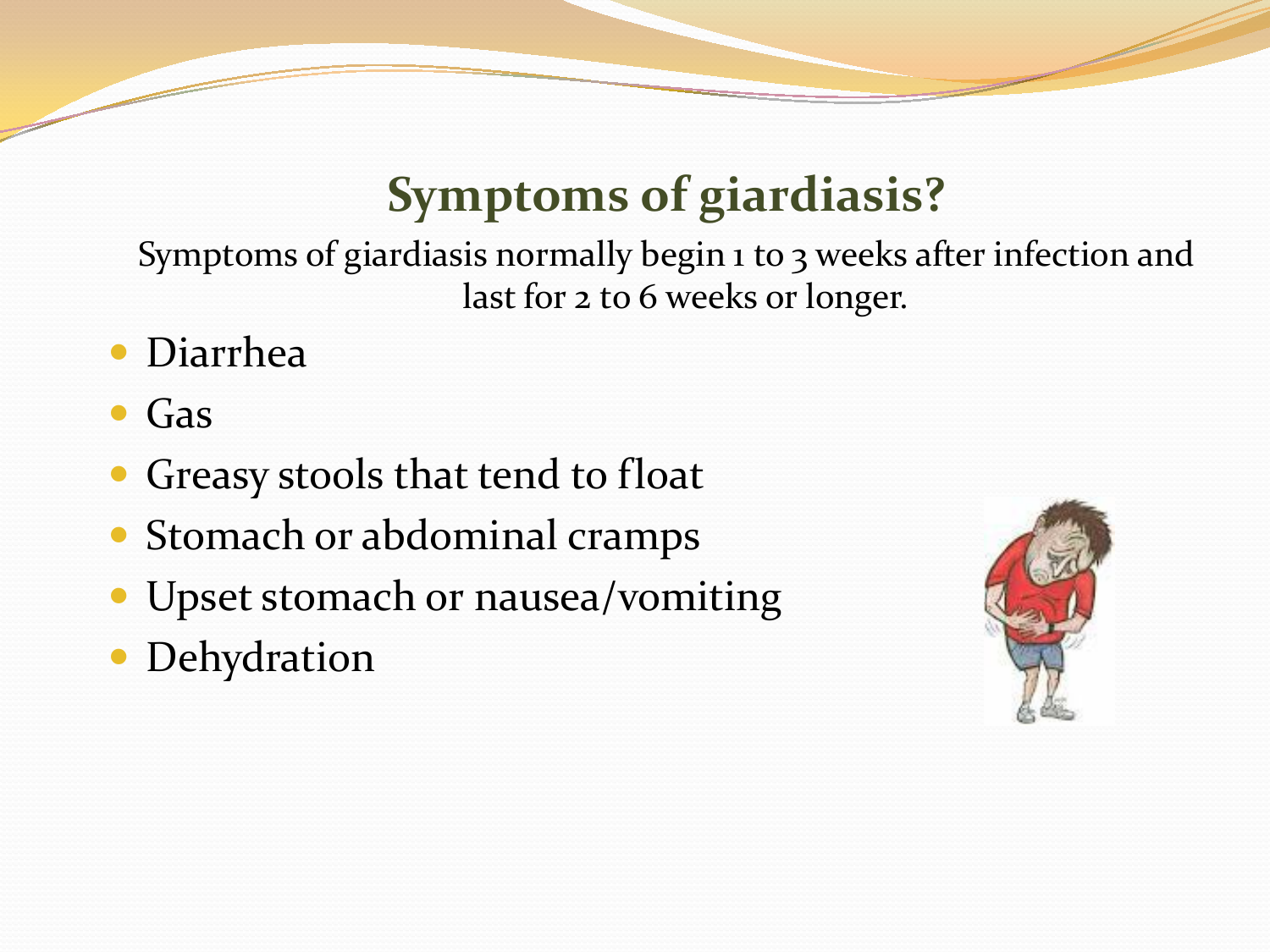# Symptoms of giardiasis?

Symptoms of giardiasis normally begin 1 to 3 weeks after infection and last for 2 to 6 weeks or longer.

- Diarrhea
- Gas
- Greasy stools that tend to float
- Stomach or abdominal cramps
- Upset stomach or nausea/vomiting
- Dehydration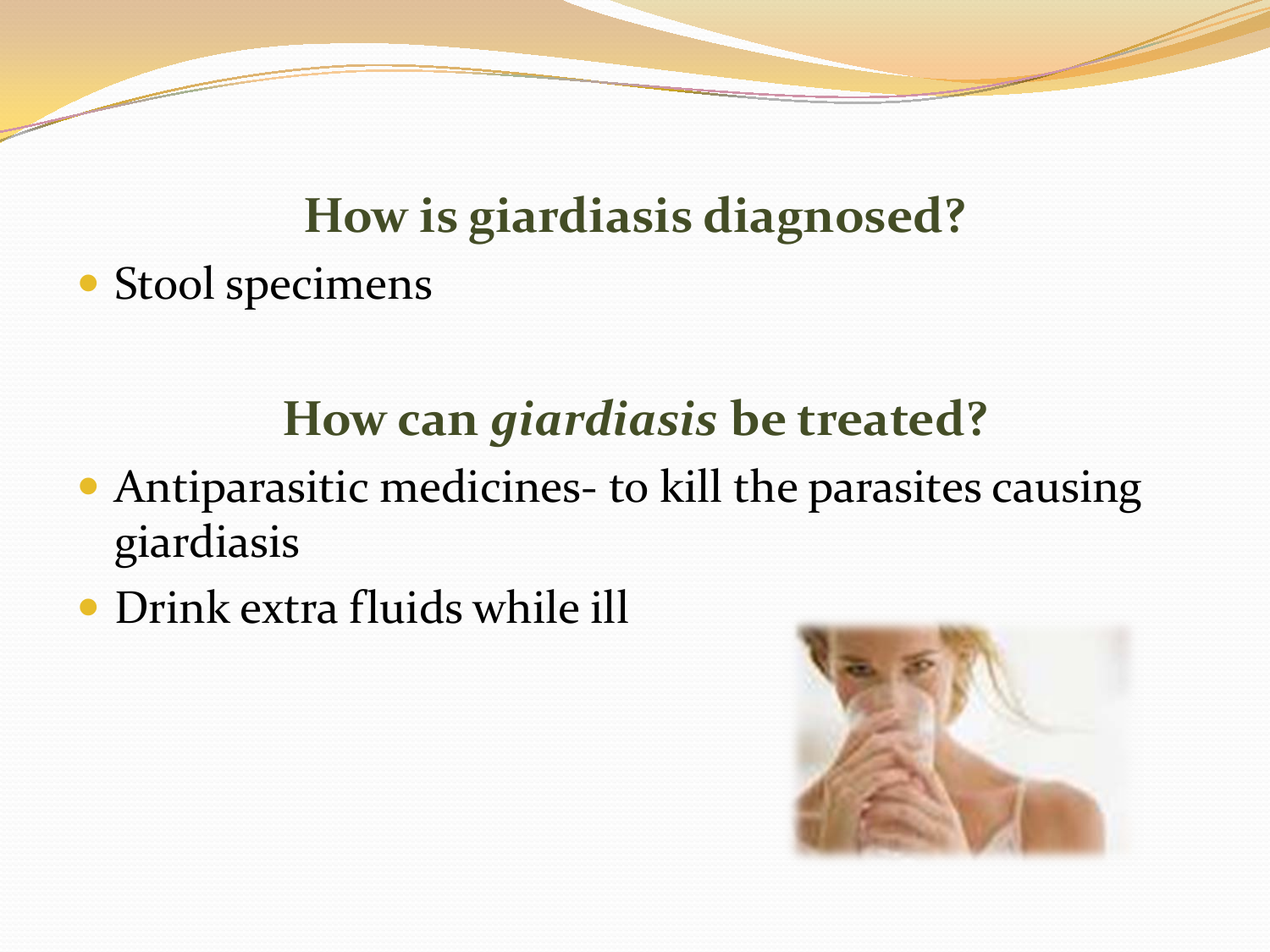## How is giardiasis diagnosed?

- Stool specimens

## How can *giardiasis* be treated?

- Antiparasitic medicines- to kill the parasites causing giardiasis
- Drink extra fluids while ill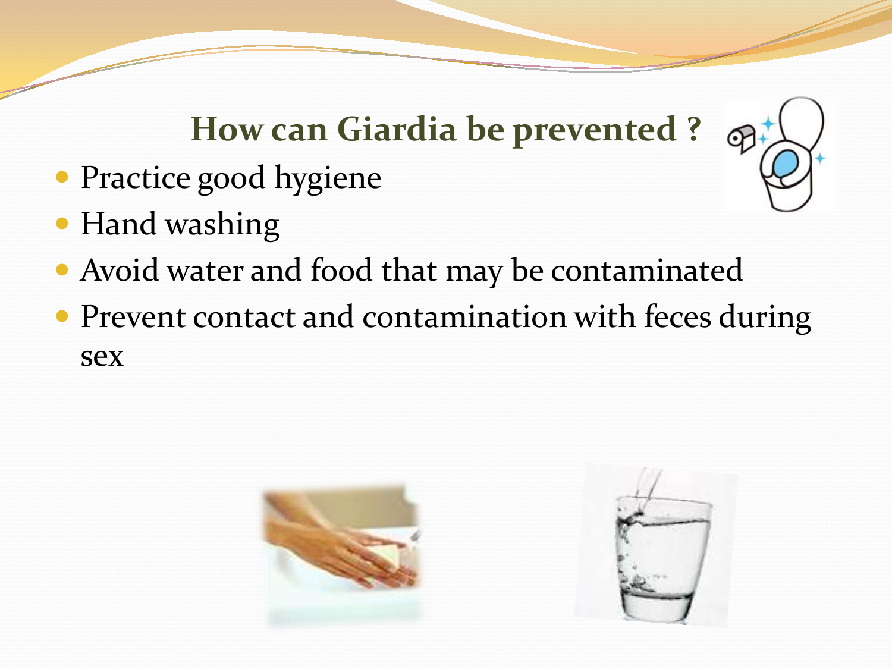## How can Giardia be prevented ?

- Practice good hygiene
- Hand washing
- Avoid water and food that may be contaminated
- Prevent contact and contamination with feces during sex